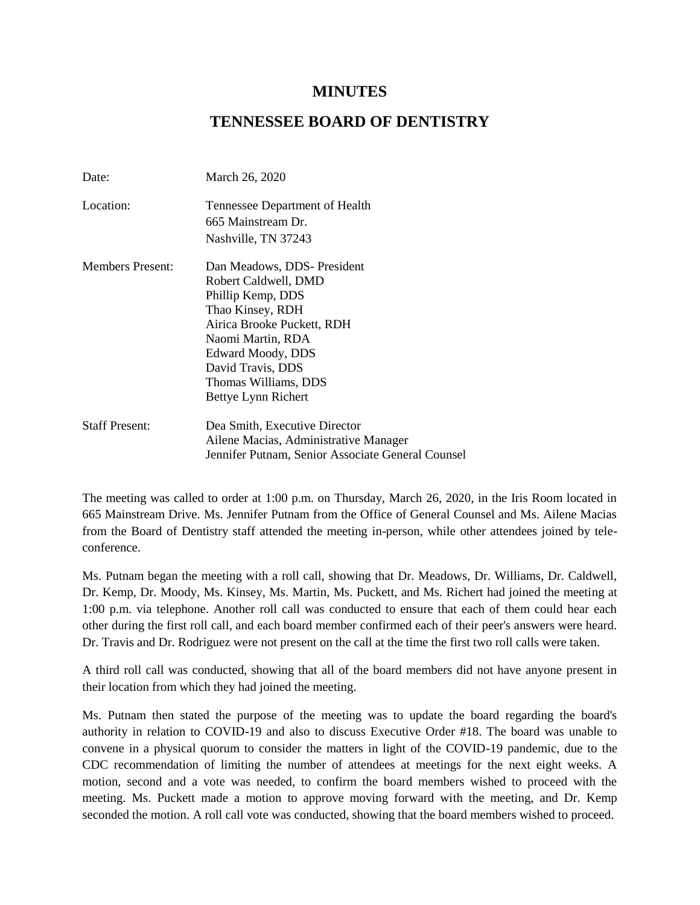# MINUTES

# TENNESSEE BOARD OF DENTISTRY

| | |
|---|---|
| Date: | March 26, 2020 |
| Location: | Tennessee Department of Health<br>665 Mainstream Dr.<br>Nashville, TN 37243 |
| Members Present: | Dan Meadows, DDS- President<br>Robert Caldwell, DMD<br>Phillip Kemp, DDS<br>Thao Kinsey, RDH<br>Airica Brooke Puckett, RDH<br>Naomi Martin, RDA<br>Edward Moody, DDS<br>David Travis, DDS<br>Thomas Williams, DDS<br>Bettye Lynn Richert |
| Staff Present: | Dea Smith, Executive Director<br>Ailene Macias, Administrative Manager<br>Jennifer Putnam, Senior Associate General Counsel |

The meeting was called to order at 1:00 p.m. on Thursday, March 26, 2020, in the Iris Room located in 665 Mainstream Drive. Ms. Jennifer Putnam from the Office of General Counsel and Ms. Ailene Macias from the Board of Dentistry staff attended the meeting in-person, while other attendees joined by tele-conference.

Ms. Putnam began the meeting with a roll call, showing that Dr. Meadows, Dr. Williams, Dr. Caldwell, Dr. Kemp, Dr. Moody, Ms. Kinsey, Ms. Martin, Ms. Puckett, and Ms. Richert had joined the meeting at 1:00 p.m. via telephone. Another roll call was conducted to ensure that each of them could hear each other during the first roll call, and each board member confirmed each of their peer's answers were heard. Dr. Travis and Dr. Rodriguez were not present on the call at the time the first two roll calls were taken.

A third roll call was conducted, showing that all of the board members did not have anyone present in their location from which they had joined the meeting.

Ms. Putnam then stated the purpose of the meeting was to update the board regarding the board's authority in relation to COVID-19 and also to discuss Executive Order #18. The board was unable to convene in a physical quorum to consider the matters in light of the COVID-19 pandemic, due to the CDC recommendation of limiting the number of attendees at meetings for the next eight weeks. A motion, second and a vote was needed, to confirm the board members wished to proceed with the meeting. Ms. Puckett made a motion to approve moving forward with the meeting, and Dr. Kemp seconded the motion. A roll call vote was conducted, showing that the board members wished to proceed.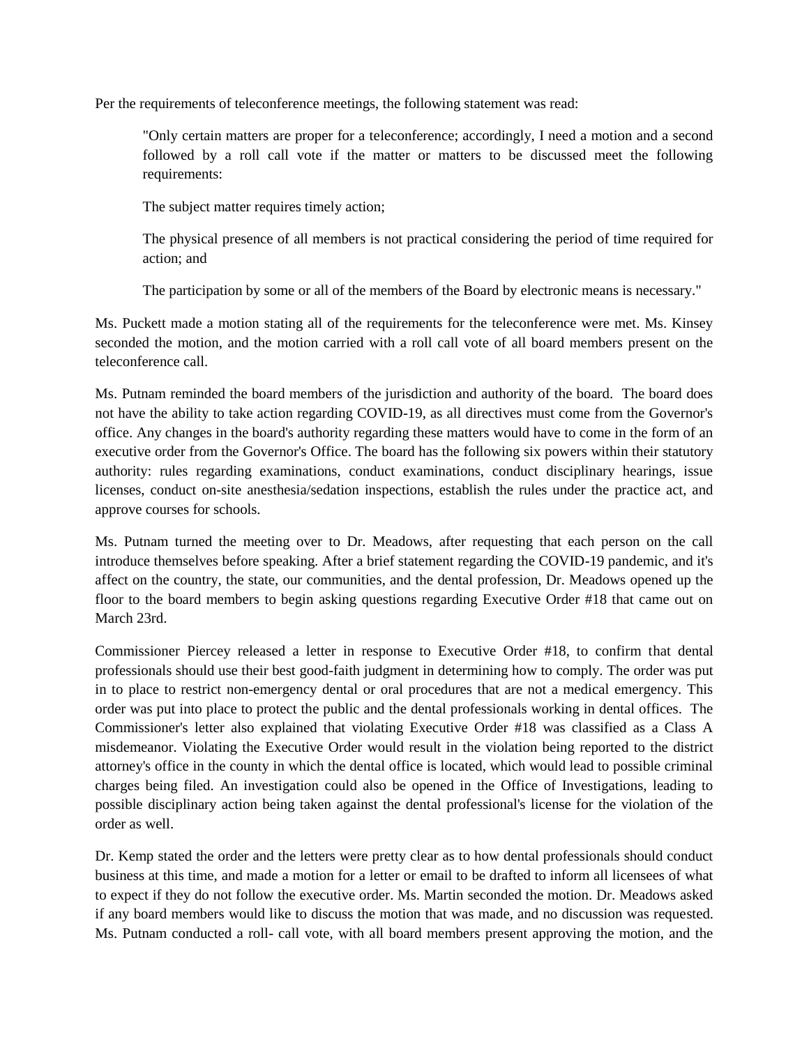Per the requirements of teleconference meetings, the following statement was read:

> "Only certain matters are proper for a teleconference; accordingly, I need a motion and a second followed by a roll call vote if the matter or matters to be discussed meet the following requirements:
>
> The subject matter requires timely action;
>
> The physical presence of all members is not practical considering the period of time required for action; and
>
> The participation by some or all of the members of the Board by electronic means is necessary."

Ms. Puckett made a motion stating all of the requirements for the teleconference were met. Ms. Kinsey seconded the motion, and the motion carried with a roll call vote of all board members present on the teleconference call.

Ms. Putnam reminded the board members of the jurisdiction and authority of the board. The board does not have the ability to take action regarding COVID-19, as all directives must come from the Governor's office. Any changes in the board's authority regarding these matters would have to come in the form of an executive order from the Governor's Office. The board has the following six powers within their statutory authority: rules regarding examinations, conduct examinations, conduct disciplinary hearings, issue licenses, conduct on-site anesthesia/sedation inspections, establish the rules under the practice act, and approve courses for schools.

Ms. Putnam turned the meeting over to Dr. Meadows, after requesting that each person on the call introduce themselves before speaking. After a brief statement regarding the COVID-19 pandemic, and it's affect on the country, the state, our communities, and the dental profession, Dr. Meadows opened up the floor to the board members to begin asking questions regarding Executive Order #18 that came out on March 23rd.

Commissioner Piercey released a letter in response to Executive Order #18, to confirm that dental professionals should use their best good-faith judgment in determining how to comply. The order was put in to place to restrict non-emergency dental or oral procedures that are not a medical emergency. This order was put into place to protect the public and the dental professionals working in dental offices. The Commissioner's letter also explained that violating Executive Order #18 was classified as a Class A misdemeanor. Violating the Executive Order would result in the violation being reported to the district attorney's office in the county in which the dental office is located, which would lead to possible criminal charges being filed. An investigation could also be opened in the Office of Investigations, leading to possible disciplinary action being taken against the dental professional's license for the violation of the order as well.

Dr. Kemp stated the order and the letters were pretty clear as to how dental professionals should conduct business at this time, and made a motion for a letter or email to be drafted to inform all licensees of what to expect if they do not follow the executive order. Ms. Martin seconded the motion. Dr. Meadows asked if any board members would like to discuss the motion that was made, and no discussion was requested. Ms. Putnam conducted a roll- call vote, with all board members present approving the motion, and the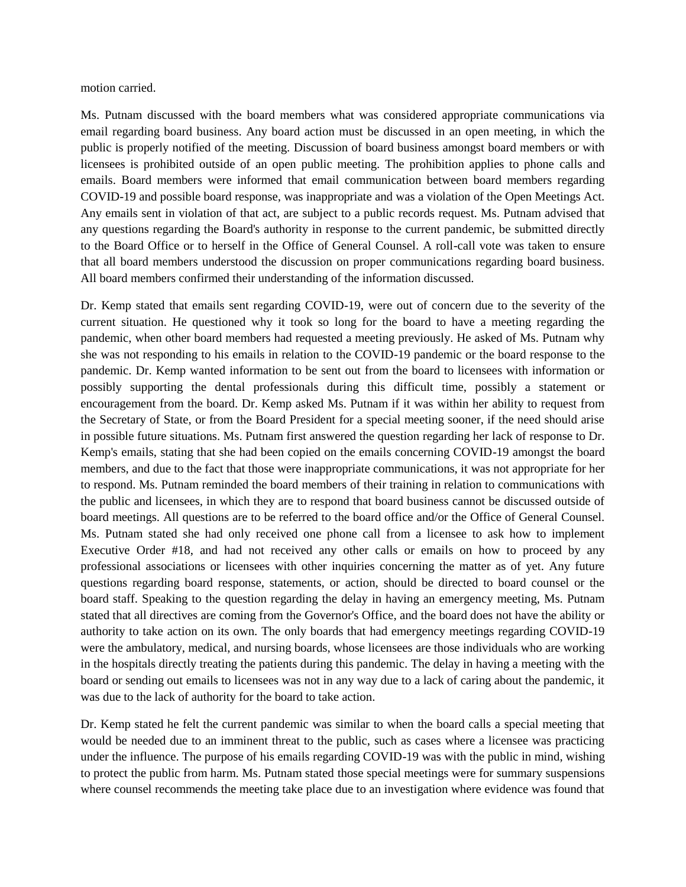motion carried.

Ms. Putnam discussed with the board members what was considered appropriate communications via email regarding board business. Any board action must be discussed in an open meeting, in which the public is properly notified of the meeting. Discussion of board business amongst board members or with licensees is prohibited outside of an open public meeting. The prohibition applies to phone calls and emails. Board members were informed that email communication between board members regarding COVID-19 and possible board response, was inappropriate and was a violation of the Open Meetings Act. Any emails sent in violation of that act, are subject to a public records request. Ms. Putnam advised that any questions regarding the Board's authority in response to the current pandemic, be submitted directly to the Board Office or to herself in the Office of General Counsel. A roll-call vote was taken to ensure that all board members understood the discussion on proper communications regarding board business. All board members confirmed their understanding of the information discussed.

Dr. Kemp stated that emails sent regarding COVID-19, were out of concern due to the severity of the current situation. He questioned why it took so long for the board to have a meeting regarding the pandemic, when other board members had requested a meeting previously. He asked of Ms. Putnam why she was not responding to his emails in relation to the COVID-19 pandemic or the board response to the pandemic. Dr. Kemp wanted information to be sent out from the board to licensees with information or possibly supporting the dental professionals during this difficult time, possibly a statement or encouragement from the board. Dr. Kemp asked Ms. Putnam if it was within her ability to request from the Secretary of State, or from the Board President for a special meeting sooner, if the need should arise in possible future situations. Ms. Putnam first answered the question regarding her lack of response to Dr. Kemp's emails, stating that she had been copied on the emails concerning COVID-19 amongst the board members, and due to the fact that those were inappropriate communications, it was not appropriate for her to respond. Ms. Putnam reminded the board members of their training in relation to communications with the public and licensees, in which they are to respond that board business cannot be discussed outside of board meetings. All questions are to be referred to the board office and/or the Office of General Counsel. Ms. Putnam stated she had only received one phone call from a licensee to ask how to implement Executive Order #18, and had not received any other calls or emails on how to proceed by any professional associations or licensees with other inquiries concerning the matter as of yet. Any future questions regarding board response, statements, or action, should be directed to board counsel or the board staff. Speaking to the question regarding the delay in having an emergency meeting, Ms. Putnam stated that all directives are coming from the Governor's Office, and the board does not have the ability or authority to take action on its own. The only boards that had emergency meetings regarding COVID-19 were the ambulatory, medical, and nursing boards, whose licensees are those individuals who are working in the hospitals directly treating the patients during this pandemic. The delay in having a meeting with the board or sending out emails to licensees was not in any way due to a lack of caring about the pandemic, it was due to the lack of authority for the board to take action.

Dr. Kemp stated he felt the current pandemic was similar to when the board calls a special meeting that would be needed due to an imminent threat to the public, such as cases where a licensee was practicing under the influence. The purpose of his emails regarding COVID-19 was with the public in mind, wishing to protect the public from harm. Ms. Putnam stated those special meetings were for summary suspensions where counsel recommends the meeting take place due to an investigation where evidence was found that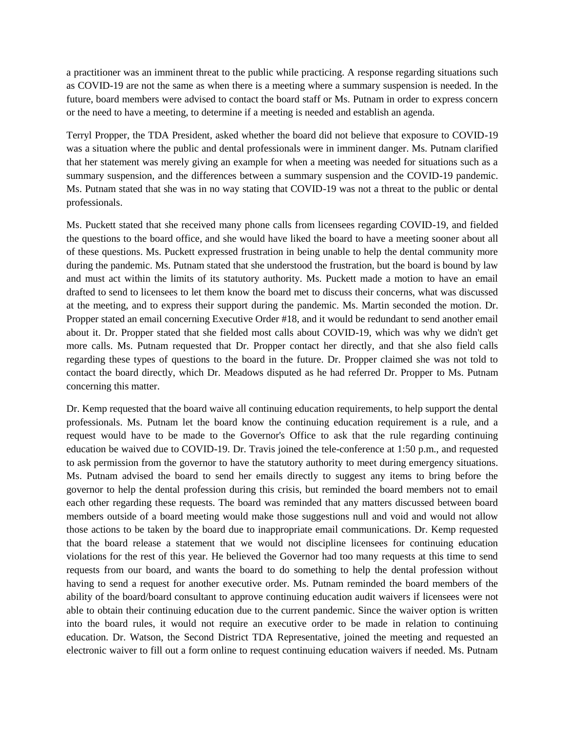a practitioner was an imminent threat to the public while practicing. A response regarding situations such as COVID-19 are not the same as when there is a meeting where a summary suspension is needed. In the future, board members were advised to contact the board staff or Ms. Putnam in order to express concern or the need to have a meeting, to determine if a meeting is needed and establish an agenda.

Terryl Propper, the TDA President, asked whether the board did not believe that exposure to COVID-19 was a situation where the public and dental professionals were in imminent danger. Ms. Putnam clarified that her statement was merely giving an example for when a meeting was needed for situations such as a summary suspension, and the differences between a summary suspension and the COVID-19 pandemic. Ms. Putnam stated that she was in no way stating that COVID-19 was not a threat to the public or dental professionals.

Ms. Puckett stated that she received many phone calls from licensees regarding COVID-19, and fielded the questions to the board office, and she would have liked the board to have a meeting sooner about all of these questions. Ms. Puckett expressed frustration in being unable to help the dental community more during the pandemic. Ms. Putnam stated that she understood the frustration, but the board is bound by law and must act within the limits of its statutory authority. Ms. Puckett made a motion to have an email drafted to send to licensees to let them know the board met to discuss their concerns, what was discussed at the meeting, and to express their support during the pandemic. Ms. Martin seconded the motion. Dr. Propper stated an email concerning Executive Order #18, and it would be redundant to send another email about it. Dr. Propper stated that she fielded most calls about COVID-19, which was why we didn't get more calls. Ms. Putnam requested that Dr. Propper contact her directly, and that she also field calls regarding these types of questions to the board in the future. Dr. Propper claimed she was not told to contact the board directly, which Dr. Meadows disputed as he had referred Dr. Propper to Ms. Putnam concerning this matter.

Dr. Kemp requested that the board waive all continuing education requirements, to help support the dental professionals. Ms. Putnam let the board know the continuing education requirement is a rule, and a request would have to be made to the Governor's Office to ask that the rule regarding continuing education be waived due to COVID-19. Dr. Travis joined the tele-conference at 1:50 p.m., and requested to ask permission from the governor to have the statutory authority to meet during emergency situations. Ms. Putnam advised the board to send her emails directly to suggest any items to bring before the governor to help the dental profession during this crisis, but reminded the board members not to email each other regarding these requests. The board was reminded that any matters discussed between board members outside of a board meeting would make those suggestions null and void and would not allow those actions to be taken by the board due to inappropriate email communications. Dr. Kemp requested that the board release a statement that we would not discipline licensees for continuing education violations for the rest of this year. He believed the Governor had too many requests at this time to send requests from our board, and wants the board to do something to help the dental profession without having to send a request for another executive order. Ms. Putnam reminded the board members of the ability of the board/board consultant to approve continuing education audit waivers if licensees were not able to obtain their continuing education due to the current pandemic. Since the waiver option is written into the board rules, it would not require an executive order to be made in relation to continuing education. Dr. Watson, the Second District TDA Representative, joined the meeting and requested an electronic waiver to fill out a form online to request continuing education waivers if needed. Ms. Putnam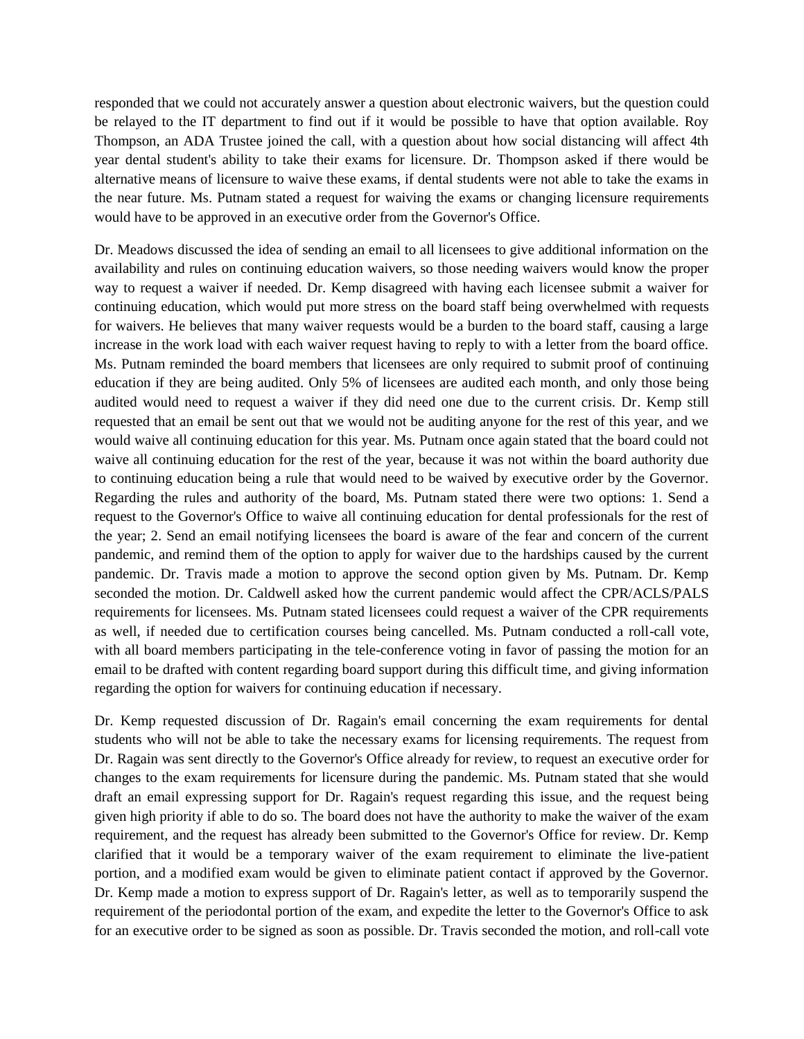responded that we could not accurately answer a question about electronic waivers, but the question could be relayed to the IT department to find out if it would be possible to have that option available. Roy Thompson, an ADA Trustee joined the call, with a question about how social distancing will affect 4th year dental student's ability to take their exams for licensure. Dr. Thompson asked if there would be alternative means of licensure to waive these exams, if dental students were not able to take the exams in the near future. Ms. Putnam stated a request for waiving the exams or changing licensure requirements would have to be approved in an executive order from the Governor's Office.

Dr. Meadows discussed the idea of sending an email to all licensees to give additional information on the availability and rules on continuing education waivers, so those needing waivers would know the proper way to request a waiver if needed. Dr. Kemp disagreed with having each licensee submit a waiver for continuing education, which would put more stress on the board staff being overwhelmed with requests for waivers. He believes that many waiver requests would be a burden to the board staff, causing a large increase in the work load with each waiver request having to reply to with a letter from the board office. Ms. Putnam reminded the board members that licensees are only required to submit proof of continuing education if they are being audited. Only 5% of licensees are audited each month, and only those being audited would need to request a waiver if they did need one due to the current crisis. Dr. Kemp still requested that an email be sent out that we would not be auditing anyone for the rest of this year, and we would waive all continuing education for this year. Ms. Putnam once again stated that the board could not waive all continuing education for the rest of the year, because it was not within the board authority due to continuing education being a rule that would need to be waived by executive order by the Governor. Regarding the rules and authority of the board, Ms. Putnam stated there were two options: 1. Send a request to the Governor's Office to waive all continuing education for dental professionals for the rest of the year; 2. Send an email notifying licensees the board is aware of the fear and concern of the current pandemic, and remind them of the option to apply for waiver due to the hardships caused by the current pandemic. Dr. Travis made a motion to approve the second option given by Ms. Putnam. Dr. Kemp seconded the motion. Dr. Caldwell asked how the current pandemic would affect the CPR/ACLS/PALS requirements for licensees. Ms. Putnam stated licensees could request a waiver of the CPR requirements as well, if needed due to certification courses being cancelled. Ms. Putnam conducted a roll-call vote, with all board members participating in the tele-conference voting in favor of passing the motion for an email to be drafted with content regarding board support during this difficult time, and giving information regarding the option for waivers for continuing education if necessary.

Dr. Kemp requested discussion of Dr. Ragain's email concerning the exam requirements for dental students who will not be able to take the necessary exams for licensing requirements. The request from Dr. Ragain was sent directly to the Governor's Office already for review, to request an executive order for changes to the exam requirements for licensure during the pandemic. Ms. Putnam stated that she would draft an email expressing support for Dr. Ragain's request regarding this issue, and the request being given high priority if able to do so. The board does not have the authority to make the waiver of the exam requirement, and the request has already been submitted to the Governor's Office for review. Dr. Kemp clarified that it would be a temporary waiver of the exam requirement to eliminate the live-patient portion, and a modified exam would be given to eliminate patient contact if approved by the Governor. Dr. Kemp made a motion to express support of Dr. Ragain's letter, as well as to temporarily suspend the requirement of the periodontal portion of the exam, and expedite the letter to the Governor's Office to ask for an executive order to be signed as soon as possible. Dr. Travis seconded the motion, and roll-call vote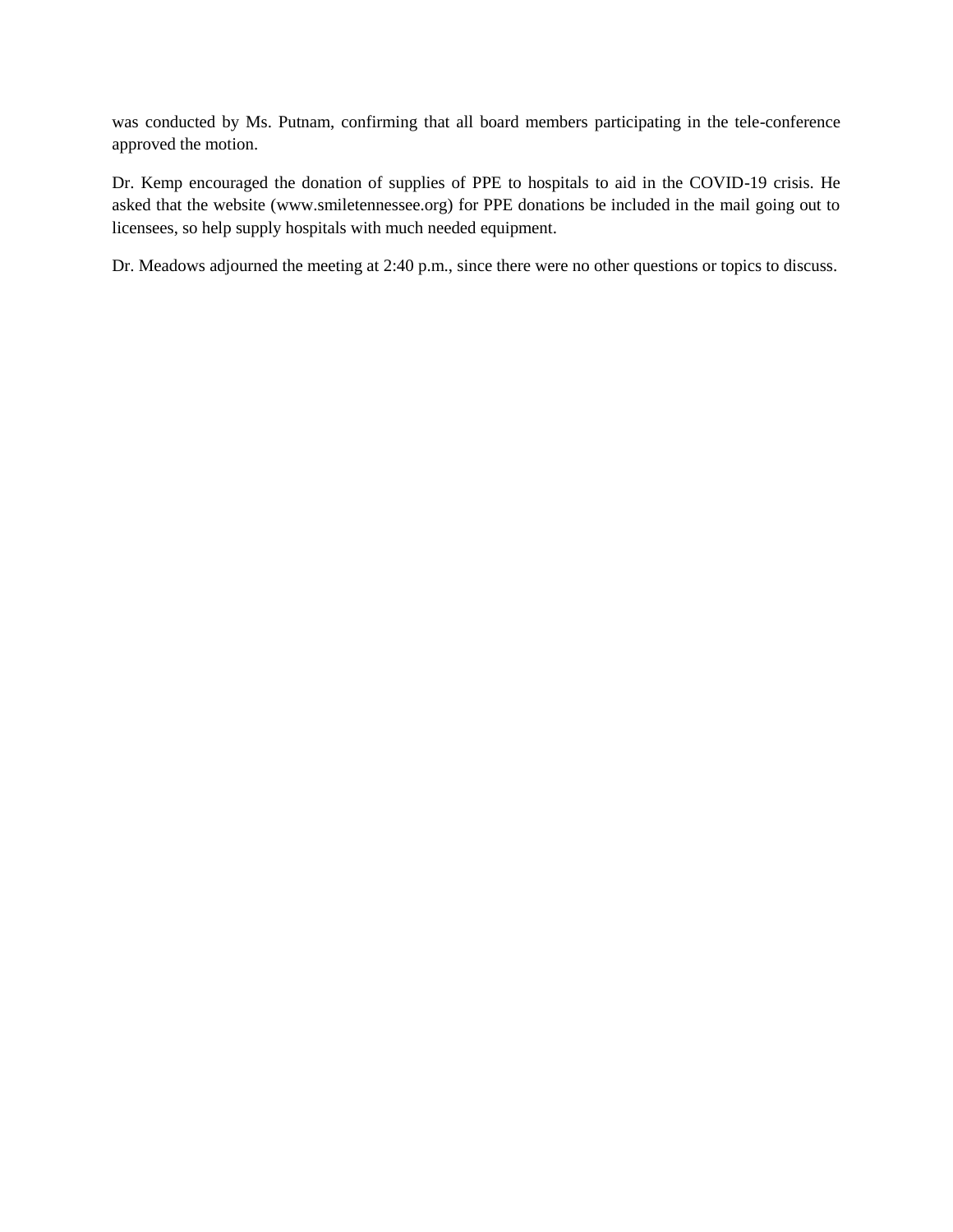was conducted by Ms. Putnam, confirming that all board members participating in the tele-conference approved the motion.

Dr. Kemp encouraged the donation of supplies of PPE to hospitals to aid in the COVID-19 crisis. He asked that the website (www.smiletennessee.org) for PPE donations be included in the mail going out to licensees, so help supply hospitals with much needed equipment.

Dr. Meadows adjourned the meeting at 2:40 p.m., since there were no other questions or topics to discuss.